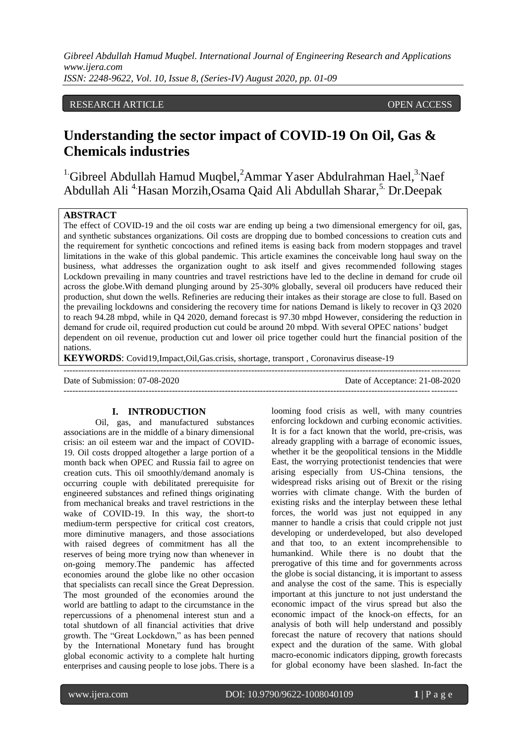RESEARCH ARTICLE OPEN ACCESS

# Understanding the sector impact of COVID-19 On Oil, Gas & Chemicals industries

[1.]Gibreel Abdullah Hamud Muqbel,[2]Ammar Yaser Abdulrahman Hael,[3.]Naef Abdullah Ali [4.]Hasan Morzih,Osama Qaid Ali Abdullah Sharar,[5.] Dr.Deepak

**ABSTRACT**

The effect of COVID-19 and the oil costs war are ending up being a two dimensional emergency for oil, gas, and synthetic substances organizations. Oil costs are dropping due to bombed concessions to creation cuts and the requirement for synthetic concoctions and refined items is easing back from modern stoppages and travel limitations in the wake of this global pandemic. This article examines the conceivable long haul sway on the business, what addresses the organization ought to ask itself and gives recommended following stages Lockdown prevailing in many countries and travel restrictions have led to the decline in demand for crude oil across the globe.With demand plunging around by 25-30% globally, several oil producers have reduced their production, shut down the wells. Refineries are reducing their intakes as their storage are close to full. Based on the prevailing lockdowns and considering the recovery time for nations Demand is likely to recover in Q3 2020 to reach 94.28 mbpd, while in Q4 2020, demand forecast is 97.30 mbpd However, considering the reduction in demand for crude oil, required production cut could be around 20 mbpd. With several OPEC nations' budget dependent on oil revenue, production cut and lower oil price together could hurt the financial position of the nations.

**KEYWORDS**: Covid19,Impact,Oil,Gas.crisis, shortage, transport , Coronavirus disease-19

---

Date of Submission: 07-08-2020 Date of Acceptance: 21-08-2020

---

## I. INTRODUCTION

Oil, gas, and manufactured substances associations are in the middle of a binary dimensional crisis: an oil esteem war and the impact of COVID-19. Oil costs dropped altogether a large portion of a month back when OPEC and Russia fail to agree on creation cuts. This oil smoothly/demand anomaly is occurring couple with debilitated prerequisite for engineered substances and refined things originating from mechanical breaks and travel restrictions in the wake of COVID-19. In this way, the short-to medium-term perspective for critical cost creators, more diminutive managers, and those associations with raised degrees of commitment has all the reserves of being more trying now than whenever in on-going memory.The pandemic has affected economies around the globe like no other occasion that specialists can recall since the Great Depression. The most grounded of the economies around the world are battling to adapt to the circumstance in the repercussions of a phenomenal interest stun and a total shutdown of all financial activities that drive growth. The "Great Lockdown," as has been penned by the International Monetary fund has brought global economic activity to a complete halt hurting enterprises and causing people to lose jobs. There is a looming food crisis as well, with many countries enforcing lockdown and curbing economic activities. It is for a fact known that the world, pre-crisis, was already grappling with a barrage of economic issues, whether it be the geopolitical tensions in the Middle East, the worrying protectionist tendencies that were arising especially from US-China tensions, the widespread risks arising out of Brexit or the rising worries with climate change. With the burden of existing risks and the interplay between these lethal forces, the world was just not equipped in any manner to handle a crisis that could cripple not just developing or underdeveloped, but also developed and that too, to an extent incomprehensible to humankind. While there is no doubt that the prerogative of this time and for governments across the globe is social distancing, it is important to assess and analyse the cost of the same. This is especially important at this juncture to not just understand the economic impact of the virus spread but also the economic impact of the knock-on effects, for an analysis of both will help understand and possibly forecast the nature of recovery that nations should expect and the duration of the same. With global macro-economic indicators dipping, growth forecasts for global economy have been slashed. In-fact the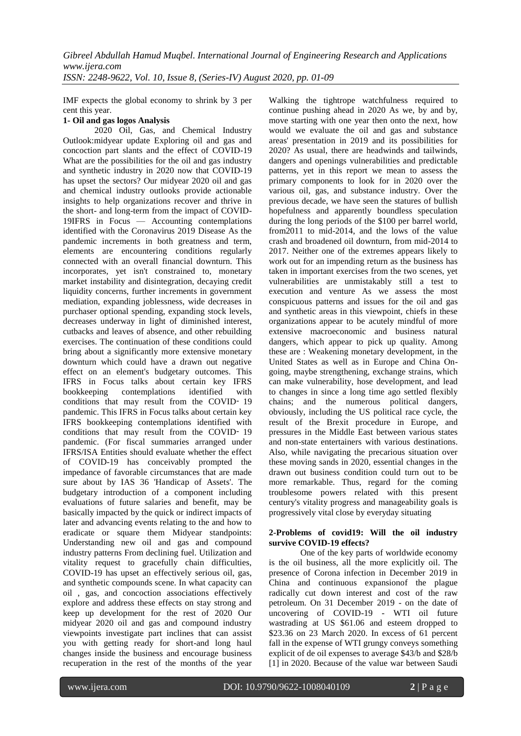IMF expects the global economy to shrink by 3 per cent this year.

### 1- Oil and gas logos Analysis

2020 Oil, Gas, and Chemical Industry Outlook:midyear update Exploring oil and gas and concoction part slants and the effect of COVID-19 What are the possibilities for the oil and gas industry and synthetic industry in 2020 now that COVID-19 has upset the sectors? Our midyear 2020 oil and gas and chemical industry outlooks provide actionable insights to help organizations recover and thrive in the short- and long-term from the impact of COVID-19IFRS in Focus — Accounting contemplations identified with the Coronavirus 2019 Disease As the pandemic increments in both greatness and term, elements are encountering conditions regularly connected with an overall financial downturn. This incorporates, yet isn't constrained to, monetary market instability and disintegration, decaying credit liquidity concerns, further increments in government mediation, expanding joblessness, wide decreases in purchaser optional spending, expanding stock levels, decreases underway in light of diminished interest, cutbacks and leaves of absence, and other rebuilding exercises. The continuation of these conditions could bring about a significantly more extensive monetary downturn which could have a drawn out negative effect on an element's budgetary outcomes. This IFRS in Focus talks about certain key IFRS bookkeeping contemplations identified with conditions that may result from the COVID- 19 pandemic. This IFRS in Focus talks about certain key IFRS bookkeeping contemplations identified with conditions that may result from the COVID- 19 pandemic. (For fiscal summaries arranged under IFRS/ISA Entities should evaluate whether the effect of COVID-19 has conceivably prompted the impedance of favorable circumstances that are made sure about by IAS 36 'Handicap of Assets'. The budgetary introduction of a component including evaluations of future salaries and benefit, may be basically impacted by the quick or indirect impacts of later and advancing events relating to the and how to eradicate or square them Midyear standpoints: Understanding new oil and gas and compound industry patterns From declining fuel. Utilization and vitality request to gracefully chain difficulties, COVID-19 has upset an effectively serious oil, gas, and synthetic compounds scene. In what capacity can oil , gas, and concoction associations effectively explore and address these effects on stay strong and keep up development for the rest of 2020 Our midyear 2020 oil and gas and compound industry viewpoints investigate part inclines that can assist you with getting ready for short-and long haul changes inside the business and encourage business recuperation in the rest of the months of the year Walking the tightrope watchfulness required to continue pushing ahead in 2020 As we, by and by, move starting with one year then onto the next, how would we evaluate the oil and gas and substance areas' presentation in 2019 and its possibilities for 2020? As usual, there are headwinds and tailwinds, dangers and openings vulnerabilities and predictable patterns, yet in this report we mean to assess the primary components to look for in 2020 over the various oil, gas, and substance industry. Over the previous decade, we have seen the statures of bullish hopefulness and apparently boundless speculation during the long periods of the $100 per barrel world, from2011 to mid-2014, and the lows of the value crash and broadened oil downturn, from mid-2014 to 2017. Neither one of the extremes appears likely to work out for an impending return as the business has taken in important exercises from the two scenes, yet vulnerabilities are unmistakably still a test to execution and venture As we assess the most conspicuous patterns and issues for the oil and gas and synthetic areas in this viewpoint, chiefs in these organizations appear to be acutely mindful of more extensive macroeconomic and business natural dangers, which appear to pick up quality. Among these are : Weakening monetary development, in the United States as well as in Europe and China On-going, maybe strengthening, exchange strains, which can make vulnerability, hose development, and lead to changes in since a long time ago settled flexibly chains; and the numerous political dangers, obviously, including the US political race cycle, the result of the Brexit procedure in Europe, and pressures in the Middle East between various states and non-state entertainers with various destinations. Also, while navigating the precarious situation over these moving sands in 2020, essential changes in the drawn out business condition could turn out to be more remarkable. Thus, regard for the coming troublesome powers related with this present century's vitality progress and manageability goals is progressively vital close by everyday situating

### 2-Problems of covid19: Will the oil industry survive COVID-19 effects?

One of the key parts of worldwide economy is the oil business, all the more explicitly oil. The presence of Corona infection in December 2019 in China and continuous expansionof the plague radically cut down interest and cost of the raw petroleum. On 31 December 2019 - on the date of uncovering of COVID-19 - WTI oil future wastrading at US $61.06 and esteem dropped to $23.36 on 23 March 2020. In excess of 61 percent fall in the expense of WTI grungy conveys something explicit of de oil expenses to average $43/b and $28/b [1] in 2020. Because of the value war between Saudi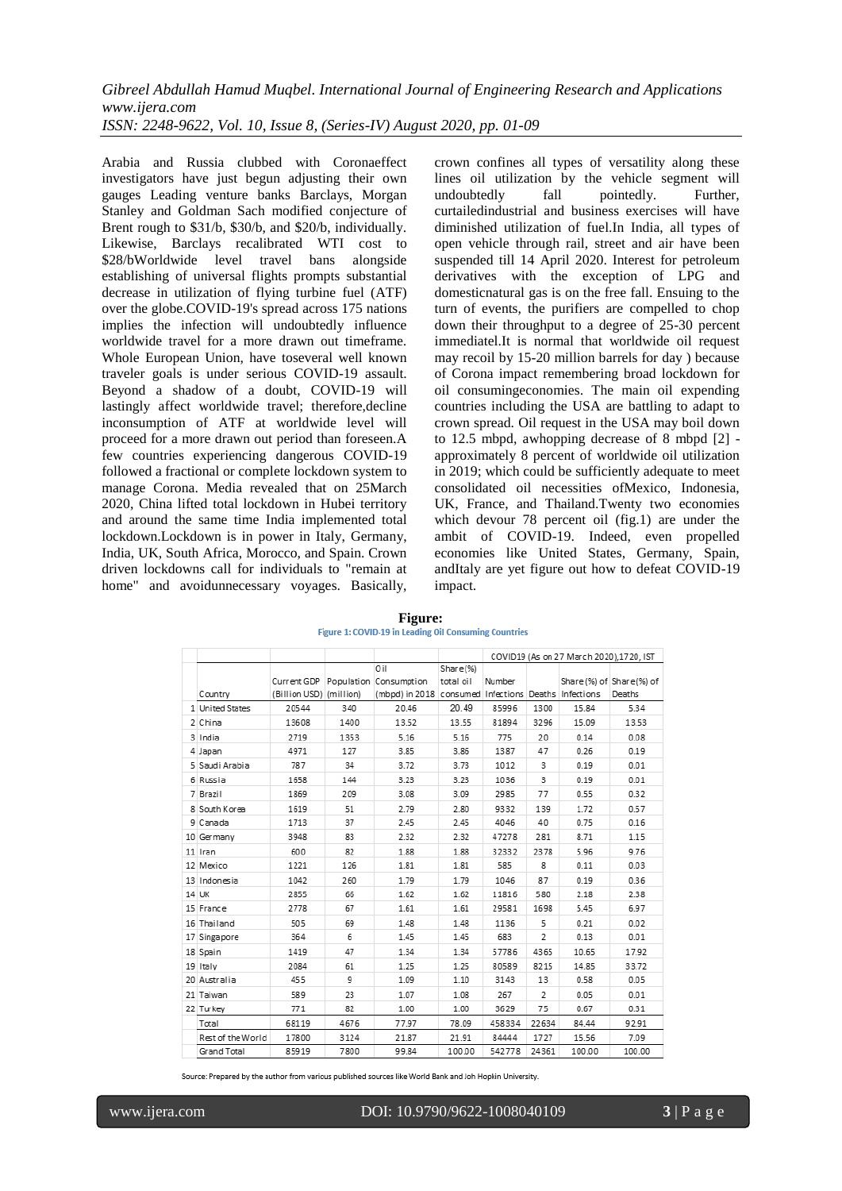Arabia and Russia clubbed with Coronaeffect investigators have just begun adjusting their own gauges Leading venture banks Barclays, Morgan Stanley and Goldman Sach modified conjecture of Brent rough to \$31/b, \$30/b, and \$20/b, individually. Likewise, Barclays recalibrated WTI cost to \$28/bWorldwide level travel bans alongside establishing of universal flights prompts substantial decrease in utilization of flying turbine fuel (ATF) over the globe.COVID-19's spread across 175 nations implies the infection will undoubtedly influence worldwide travel for a more drawn out timeframe. Whole European Union, have toseveral well known traveler goals is under serious COVID-19 assault. Beyond a shadow of a doubt, COVID-19 will lastingly affect worldwide travel; therefore,decline inconsumption of ATF at worldwide level will proceed for a more drawn out period than foreseen.A few countries experiencing dangerous COVID-19 followed a fractional or complete lockdown system to manage Corona. Media revealed that on 25March 2020, China lifted total lockdown in Hubei territory and around the same time India implemented total lockdown.Lockdown is in power in Italy, Germany, India, UK, South Africa, Morocco, and Spain. Crown driven lockdowns call for individuals to "remain at home" and avoidunnecessary voyages. Basically, crown confines all types of versatility along these lines oil utilization by the vehicle segment will undoubtedly fall pointedly. Further, curtailedindustrial and business exercises will have diminished utilization of fuel.In India, all types of open vehicle through rail, street and air have been suspended till 14 April 2020. Interest for petroleum derivatives with the exception of LPG and domesticnatural gas is on the free fall. Ensuing to the turn of events, the purifiers are compelled to chop down their throughput to a degree of 25-30 percent immediatel.It is normal that worldwide oil request may recoil by 15-20 million barrels for day ) because of Corona impact remembering broad lockdown for oil consumingeconomies. The main oil expending countries including the USA are battling to adapt to crown spread. Oil request in the USA may boil down to 12.5 mbpd, awhopping decrease of 8 mbpd [2] - approximately 8 percent of worldwide oil utilization in 2019; which could be sufficiently adequate to meet consolidated oil necessities ofMexico, Indonesia, UK, France, and Thailand.Twenty two economies which devour 78 percent oil (fig.1) are under the ambit of COVID-19. Indeed, even propelled economies like United States, Germany, Spain, andItaly are yet figure out how to defeat COVID-19 impact.

**Figure:**

Figure 1: COVID-19 in Leading Oil Consuming Countries

| | | | | | | COVID19 (As on 27 March 2020),1720, IST | | | |
|---|---|---|---|---|---|---|---|---|---|
| | Country | Current GDP (Billion USD) | Population (million) | Oil Consumption (mbpd) in 2018 | Share(%) total oil consumed | Number Infections | Deaths | Share(%) of Infections | Share(%) of Deaths |
| 1 | United States | 20544 | 340 | 20.46 | 20.49 | 85996 | 1300 | 15.84 | 5.34 |
| 2 | China | 13608 | 1400 | 13.52 | 13.55 | 81894 | 3296 | 15.09 | 13.53 |
| 3 | India | 2719 | 1353 | 5.16 | 5.16 | 775 | 20 | 0.14 | 0.08 |
| 4 | Japan | 4971 | 127 | 3.85 | 3.86 | 1387 | 47 | 0.26 | 0.19 |
| 5 | Saudi Arabia | 787 | 34 | 3.72 | 3.73 | 1012 | 3 | 0.19 | 0.01 |
| 6 | Russia | 1658 | 144 | 3.23 | 3.23 | 1036 | 3 | 0.19 | 0.01 |
| 7 | Brazil | 1869 | 209 | 3.08 | 3.09 | 2985 | 77 | 0.55 | 0.32 |
| 8 | South Korea | 1619 | 51 | 2.79 | 2.80 | 9332 | 139 | 1.72 | 0.57 |
| 9 | Canada | 1713 | 37 | 2.45 | 2.45 | 4046 | 40 | 0.75 | 0.16 |
| 10 | Germany | 3948 | 83 | 2.32 | 2.32 | 47278 | 281 | 8.71 | 1.15 |
| 11 | Iran | 600 | 82 | 1.88 | 1.88 | 32332 | 2378 | 5.96 | 9.76 |
| 12 | Mexico | 1221 | 126 | 1.81 | 1.81 | 585 | 8 | 0.11 | 0.03 |
| 13 | Indonesia | 1042 | 260 | 1.79 | 1.79 | 1046 | 87 | 0.19 | 0.36 |
| 14 | UK | 2855 | 66 | 1.62 | 1.62 | 11816 | 580 | 2.18 | 2.38 |
| 15 | France | 2778 | 67 | 1.61 | 1.61 | 29581 | 1698 | 5.45 | 6.97 |
| 16 | Thailand | 505 | 69 | 1.48 | 1.48 | 1136 | 5 | 0.21 | 0.02 |
| 17 | Singapore | 364 | 6 | 1.45 | 1.45 | 683 | 2 | 0.13 | 0.01 |
| 18 | Spain | 1419 | 47 | 1.34 | 1.34 | 57786 | 4365 | 10.65 | 17.92 |
| 19 | Italy | 2084 | 61 | 1.25 | 1.25 | 80589 | 8215 | 14.85 | 33.72 |
| 20 | Australia | 455 | 9 | 1.09 | 1.10 | 3143 | 13 | 0.58 | 0.05 |
| 21 | Taiwan | 589 | 23 | 1.07 | 1.08 | 267 | 2 | 0.05 | 0.01 |
| 22 | Turkey | 771 | 82 | 1.00 | 1.00 | 3629 | 75 | 0.67 | 0.31 |
| | Total | 68119 | 4676 | 77.97 | 78.09 | 458334 | 22634 | 84.44 | 92.91 |
| | Rest of the World | 17800 | 3124 | 21.87 | 21.91 | 84444 | 1727 | 15.56 | 7.09 |
| | Grand Total | 85919 | 7800 | 99.84 | 100.00 | 542778 | 24361 | 100.00 | 100.00 |

Source: Prepared by the author from various published sources like World Bank and Joh Hopkin University.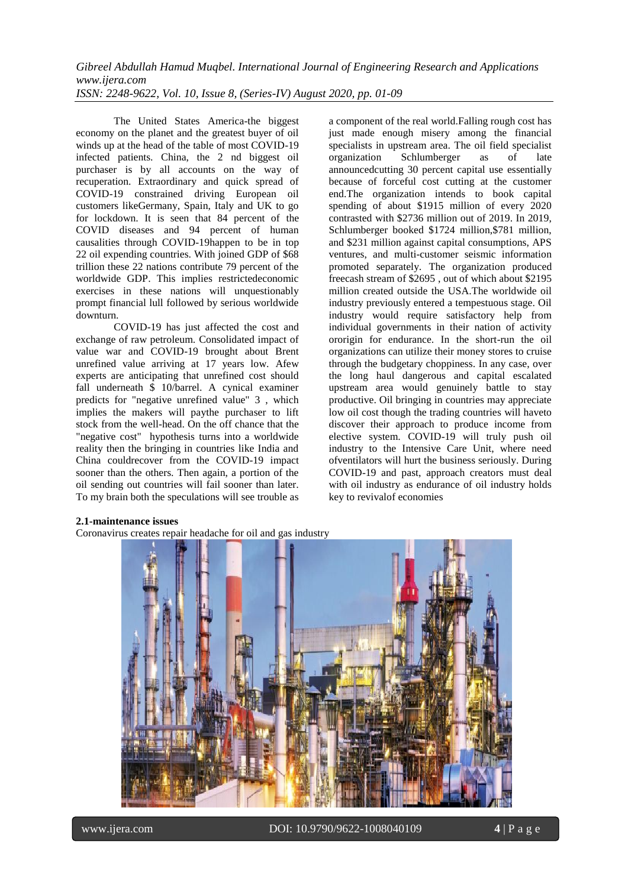The United States America-the biggest economy on the planet and the greatest buyer of oil winds up at the head of the table of most COVID-19 infected patients. China, the 2 nd biggest oil purchaser is by all accounts on the way of recuperation. Extraordinary and quick spread of COVID-19 constrained driving European oil customers likeGermany, Spain, Italy and UK to go for lockdown. It is seen that 84 percent of the COVID diseases and 94 percent of human causalities through COVID-19happen to be in top 22 oil expending countries. With joined GDP of $68 trillion these 22 nations contribute 79 percent of the worldwide GDP. This implies restrictedeconomic exercises in these nations will unquestionably prompt financial lull followed by serious worldwide downturn.

COVID-19 has just affected the cost and exchange of raw petroleum. Consolidated impact of value war and COVID-19 brought about Brent unrefined value arriving at 17 years low. Afew experts are anticipating that unrefined cost should fall underneath $ 10/barrel. A cynical examiner predicts for "negative unrefined value" 3 , which implies the makers will paythe purchaser to lift stock from the well-head. On the off chance that the "negative cost" hypothesis turns into a worldwide reality then the bringing in countries like India and China couldrecover from the COVID-19 impact sooner than the others. Then again, a portion of the oil sending out countries will fail sooner than later. To my brain both the speculations will see trouble as a component of the real world.Falling rough cost has just made enough misery among the financial specialists in upstream area. The oil field specialist organization Schlumberger as of late announcedcutting 30 percent capital use essentially because of forceful cost cutting at the customer end.The organization intends to book capital spending of about $1915 million of every 2020 contrasted with $2736 million out of 2019. In 2019, Schlumberger booked $1724 million,$781 million, and $231 million against capital consumptions, APS ventures, and multi-customer seismic information promoted separately. The organization produced freecash stream of $2695 , out of which about $2195 million created outside the USA.The worldwide oil industry previously entered a tempestuous stage. Oil industry would require satisfactory help from individual governments in their nation of activity ororigin for endurance. In the short-run the oil organizations can utilize their money stores to cruise through the budgetary choppiness. In any case, over the long haul dangerous and capital escalated upstream area would genuinely battle to stay productive. Oil bringing in countries may appreciate low oil cost though the trading countries will haveto discover their approach to produce income from elective system. COVID-19 will truly push oil industry to the Intensive Care Unit, where need ofventilators will hurt the business seriously. During COVID-19 and past, approach creators must deal with oil industry as endurance of oil industry holds key to revivalof economies

**2.1-maintenance issues**

Coronavirus creates repair headache for oil and gas industry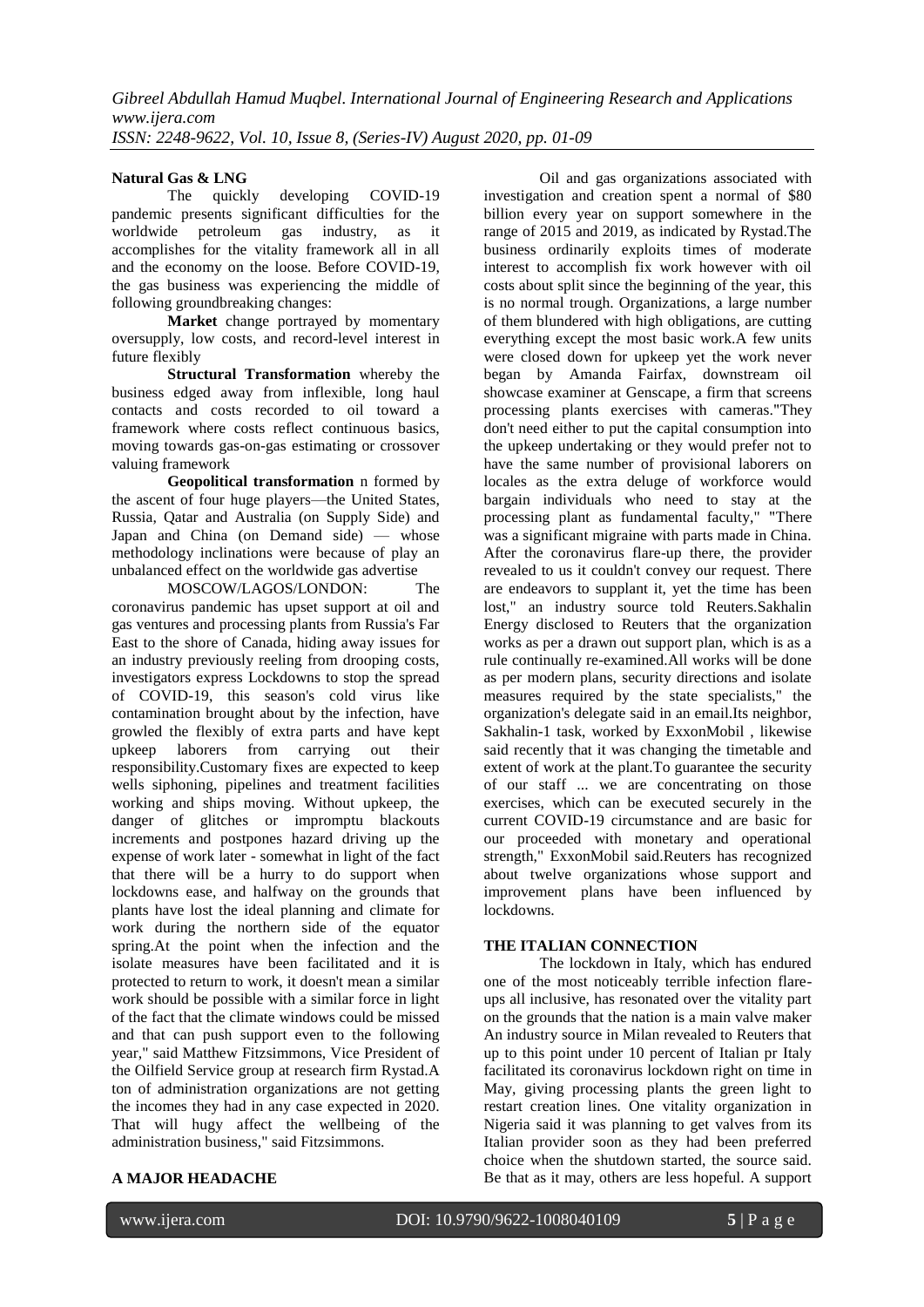**Natural Gas & LNG**

The quickly developing COVID-19 pandemic presents significant difficulties for the worldwide petroleum gas industry, as it accomplishes for the vitality framework all in all and the economy on the loose. Before COVID-19, the gas business was experiencing the middle of following groundbreaking changes:

**Market** change portrayed by momentary oversupply, low costs, and record-level interest in future flexibly

**Structural Transformation** whereby the business edged away from inflexible, long haul contacts and costs recorded to oil toward a framework where costs reflect continuous basics, moving towards gas-on-gas estimating or crossover valuing framework

**Geopolitical transformation** n formed by the ascent of four huge players—the United States, Russia, Qatar and Australia (on Supply Side) and Japan and China (on Demand side) — whose methodology inclinations were because of play an unbalanced effect on the worldwide gas advertise

MOSCOW/LAGOS/LONDON: The coronavirus pandemic has upset support at oil and gas ventures and processing plants from Russia's Far East to the shore of Canada, hiding away issues for an industry previously reeling from drooping costs, investigators express Lockdowns to stop the spread of COVID-19, this season's cold virus like contamination brought about by the infection, have growled the flexibly of extra parts and have kept upkeep laborers from carrying out their responsibility.Customary fixes are expected to keep wells siphoning, pipelines and treatment facilities working and ships moving. Without upkeep, the danger of glitches or impromptu blackouts increments and postpones hazard driving up the expense of work later - somewhat in light of the fact that there will be a hurry to do support when lockdowns ease, and halfway on the grounds that plants have lost the ideal planning and climate for work during the northern side of the equator spring.At the point when the infection and the isolate measures have been facilitated and it is protected to return to work, it doesn't mean a similar work should be possible with a similar force in light of the fact that the climate windows could be missed and that can push support even to the following year," said Matthew Fitzsimmons, Vice President of the Oilfield Service group at research firm Rystad.A ton of administration organizations are not getting the incomes they had in any case expected in 2020. That will hugy affect the wellbeing of the administration business," said Fitzsimmons.

## A MAJOR HEADACHE

Oil and gas organizations associated with investigation and creation spent a normal of $80 billion every year on support somewhere in the range of 2015 and 2019, as indicated by Rystad.The business ordinarily exploits times of moderate interest to accomplish fix work however with oil costs about split since the beginning of the year, this is no normal trough. Organizations, a large number of them blundered with high obligations, are cutting everything except the most basic work.A few units were closed down for upkeep yet the work never began by Amanda Fairfax, downstream oil showcase examiner at Genscape, a firm that screens processing plants exercises with cameras."They don't need either to put the capital consumption into the upkeep undertaking or they would prefer not to have the same number of provisional laborers on locales as the extra deluge of workforce would bargain individuals who need to stay at the processing plant as fundamental faculty," "There was a significant migraine with parts made in China. After the coronavirus flare-up there, the provider revealed to us it couldn't convey our request. There are endeavors to supplant it, yet the time has been lost," an industry source told Reuters.Sakhalin Energy disclosed to Reuters that the organization works as per a drawn out support plan, which is as a rule continually re-examined.All works will be done as per modern plans, security directions and isolate measures required by the state specialists," the organization's delegate said in an email.Its neighbor, Sakhalin-1 task, worked by ExxonMobil , likewise said recently that it was changing the timetable and extent of work at the plant.To guarantee the security of our staff ... we are concentrating on those exercises, which can be executed securely in the current COVID-19 circumstance and are basic for our proceeded with monetary and operational strength," ExxonMobil said.Reuters has recognized about twelve organizations whose support and improvement plans have been influenced by lockdowns.

## THE ITALIAN CONNECTION

The lockdown in Italy, which has endured one of the most noticeably terrible infection flare-ups all inclusive, has resonated over the vitality part on the grounds that the nation is a main valve maker An industry source in Milan revealed to Reuters that up to this point under 10 percent of Italian pr Italy facilitated its coronavirus lockdown right on time in May, giving processing plants the green light to restart creation lines. One vitality organization in Nigeria said it was planning to get valves from its Italian provider soon as they had been preferred choice when the shutdown started, the source said. Be that as it may, others are less hopeful. A support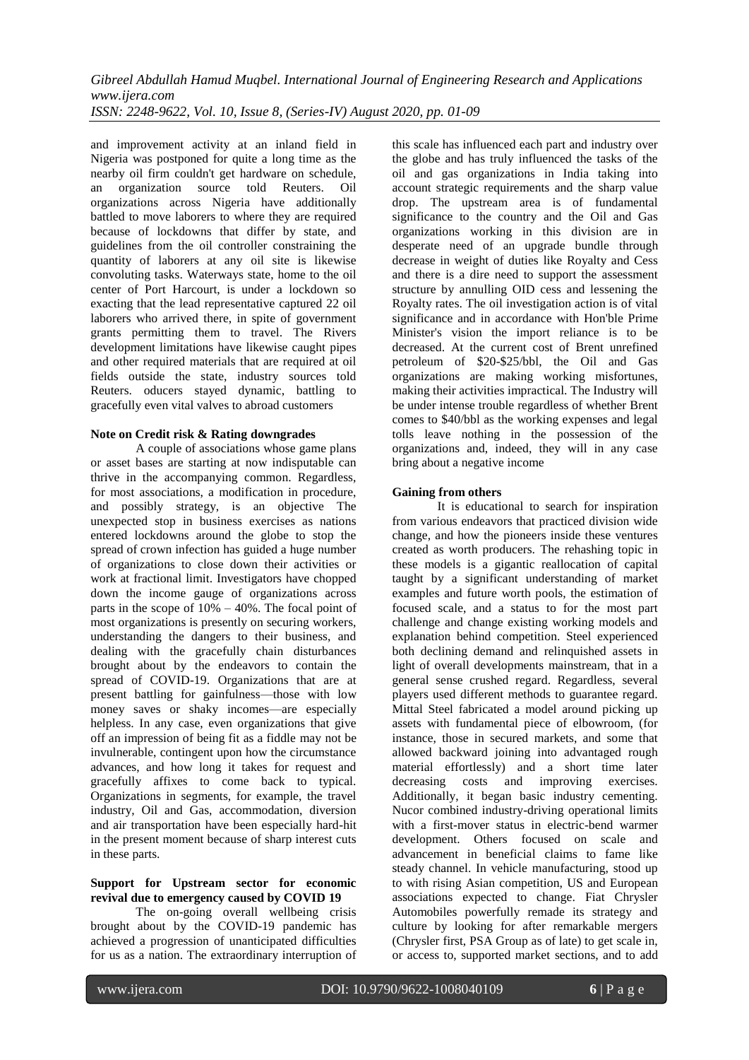and improvement activity at an inland field in Nigeria was postponed for quite a long time as the nearby oil firm couldn't get hardware on schedule, an organization source told Reuters. Oil organizations across Nigeria have additionally battled to move laborers to where they are required because of lockdowns that differ by state, and guidelines from the oil controller constraining the quantity of laborers at any oil site is likewise convoluting tasks. Waterways state, home to the oil center of Port Harcourt, is under a lockdown so exacting that the lead representative captured 22 oil laborers who arrived there, in spite of government grants permitting them to travel. The Rivers development limitations have likewise caught pipes and other required materials that are required at oil fields outside the state, industry sources told Reuters. oducers stayed dynamic, battling to gracefully even vital valves to abroad customers

**Note on Credit risk & Rating downgrades**

A couple of associations whose game plans or asset bases are starting at now indisputable can thrive in the accompanying common. Regardless, for most associations, a modification in procedure, and possibly strategy, is an objective The unexpected stop in business exercises as nations entered lockdowns around the globe to stop the spread of crown infection has guided a huge number of organizations to close down their activities or work at fractional limit. Investigators have chopped down the income gauge of organizations across parts in the scope of 10% – 40%. The focal point of most organizations is presently on securing workers, understanding the dangers to their business, and dealing with the gracefully chain disturbances brought about by the endeavors to contain the spread of COVID-19. Organizations that are at present battling for gainfulness—those with low money saves or shaky incomes—are especially helpless. In any case, even organizations that give off an impression of being fit as a fiddle may not be invulnerable, contingent upon how the circumstance advances, and how long it takes for request and gracefully affixes to come back to typical. Organizations in segments, for example, the travel industry, Oil and Gas, accommodation, diversion and air transportation have been especially hard-hit in the present moment because of sharp interest cuts in these parts.

**Support for Upstream sector for economic revival due to emergency caused by COVID 19**

The on-going overall wellbeing crisis brought about by the COVID-19 pandemic has achieved a progression of unanticipated difficulties for us as a nation. The extraordinary interruption of this scale has influenced each part and industry over the globe and has truly influenced the tasks of the oil and gas organizations in India taking into account strategic requirements and the sharp value drop. The upstream area is of fundamental significance to the country and the Oil and Gas organizations working in this division are in desperate need of an upgrade bundle through decrease in weight of duties like Royalty and Cess and there is a dire need to support the assessment structure by annulling OID cess and lessening the Royalty rates. The oil investigation action is of vital significance and in accordance with Hon'ble Prime Minister's vision the import reliance is to be decreased. At the current cost of Brent unrefined petroleum of \$20-\$25/bbl, the Oil and Gas organizations are making working misfortunes, making their activities impractical. The Industry will be under intense trouble regardless of whether Brent comes to \$40/bbl as the working expenses and legal tolls leave nothing in the possession of the organizations and, indeed, they will in any case bring about a negative income

**Gaining from others**

It is educational to search for inspiration from various endeavors that practiced division wide change, and how the pioneers inside these ventures created as worth producers. The rehashing topic in these models is a gigantic reallocation of capital taught by a significant understanding of market examples and future worth pools, the estimation of focused scale, and a status to for the most part challenge and change existing working models and explanation behind competition. Steel experienced both declining demand and relinquished assets in light of overall developments mainstream, that in a general sense crushed regard. Regardless, several players used different methods to guarantee regard. Mittal Steel fabricated a model around picking up assets with fundamental piece of elbowroom, (for instance, those in secured markets, and some that allowed backward joining into advantaged rough material effortlessly) and a short time later decreasing costs and improving exercises. Additionally, it began basic industry cementing. Nucor combined industry-driving operational limits with a first-mover status in electric-bend warmer development. Others focused on scale and advancement in beneficial claims to fame like steady channel. In vehicle manufacturing, stood up to with rising Asian competition, US and European associations expected to change. Fiat Chrysler Automobiles powerfully remade its strategy and culture by looking for after remarkable mergers (Chrysler first, PSA Group as of late) to get scale in, or access to, supported market sections, and to add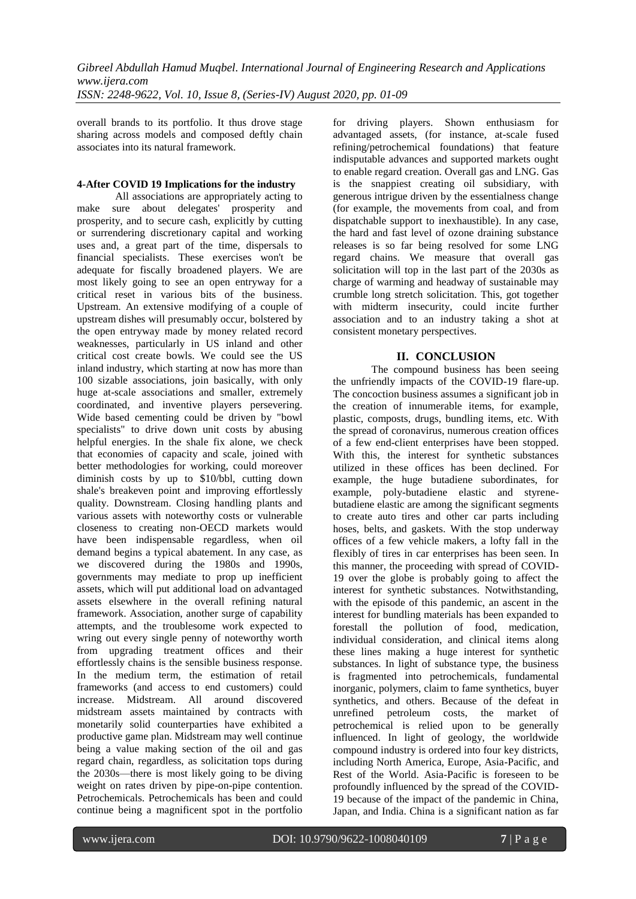overall brands to its portfolio. It thus drove stage sharing across models and composed deftly chain associates into its natural framework.

**4-After COVID 19 Implications for the industry**

All associations are appropriately acting to make sure about delegates' prosperity and prosperity, and to secure cash, explicitly by cutting or surrendering discretionary capital and working uses and, a great part of the time, dispersals to financial specialists. These exercises won't be adequate for fiscally broadened players. We are most likely going to see an open entryway for a critical reset in various bits of the business. Upstream. An extensive modifying of a couple of upstream dishes will presumably occur, bolstered by the open entryway made by money related record weaknesses, particularly in US inland and other critical cost create bowls. We could see the US inland industry, which starting at now has more than 100 sizable associations, join basically, with only huge at-scale associations and smaller, extremely coordinated, and inventive players persevering. Wide based cementing could be driven by "bowl specialists" to drive down unit costs by abusing helpful energies. In the shale fix alone, we check that economies of capacity and scale, joined with better methodologies for working, could moreover diminish costs by up to $10/bbl, cutting down shale's breakeven point and improving effortlessly quality. Downstream. Closing handling plants and various assets with noteworthy costs or vulnerable closeness to creating non-OECD markets would have been indispensable regardless, when oil demand begins a typical abatement. In any case, as we discovered during the 1980s and 1990s, governments may mediate to prop up inefficient assets, which will put additional load on advantaged assets elsewhere in the overall refining natural framework. Association, another surge of capability attempts, and the troublesome work expected to wring out every single penny of noteworthy worth from upgrading treatment offices and their effortlessly chains is the sensible business response. In the medium term, the estimation of retail frameworks (and access to end customers) could increase. Midstream. All around discovered midstream assets maintained by contracts with monetarily solid counterparties have exhibited a productive game plan. Midstream may well continue being a value making section of the oil and gas regard chain, regardless, as solicitation tops during the 2030s—there is most likely going to be diving weight on rates driven by pipe-on-pipe contention. Petrochemicals. Petrochemicals has been and could continue being a magnificent spot in the portfolio for driving players. Shown enthusiasm for advantaged assets, (for instance, at-scale fused refining/petrochemical foundations) that feature indisputable advances and supported markets ought to enable regard creation. Overall gas and LNG. Gas is the snappiest creating oil subsidiary, with generous intrigue driven by the essentialness change (for example, the movements from coal, and from dispatchable support to inexhaustible). In any case, the hard and fast level of ozone draining substance releases is so far being resolved for some LNG regard chains. We measure that overall gas solicitation will top in the last part of the 2030s as charge of warming and headway of sustainable may crumble long stretch solicitation. This, got together with midterm insecurity, could incite further association and to an industry taking a shot at consistent monetary perspectives.

## II. CONCLUSION

The compound business has been seeing the unfriendly impacts of the COVID-19 flare-up. The concoction business assumes a significant job in the creation of innumerable items, for example, plastic, composts, drugs, bundling items, etc. With the spread of coronavirus, numerous creation offices of a few end-client enterprises have been stopped. With this, the interest for synthetic substances utilized in these offices has been declined. For example, the huge butadiene subordinates, for example, poly-butadiene elastic and styrene-butadiene elastic are among the significant segments to create auto tires and other car parts including hoses, belts, and gaskets. With the stop underway offices of a few vehicle makers, a lofty fall in the flexibly of tires in car enterprises has been seen. In this manner, the proceeding with spread of COVID-19 over the globe is probably going to affect the interest for synthetic substances. Notwithstanding, with the episode of this pandemic, an ascent in the interest for bundling materials has been expanded to forestall the pollution of food, medication, individual consideration, and clinical items along these lines making a huge interest for synthetic substances. In light of substance type, the business is fragmented into petrochemicals, fundamental inorganic, polymers, claim to fame synthetics, buyer synthetics, and others. Because of the defeat in unrefined petroleum costs, the market of petrochemical is relied upon to be generally influenced. In light of geology, the worldwide compound industry is ordered into four key districts, including North America, Europe, Asia-Pacific, and Rest of the World. Asia-Pacific is foreseen to be profoundly influenced by the spread of the COVID-19 because of the impact of the pandemic in China, Japan, and India. China is a significant nation as far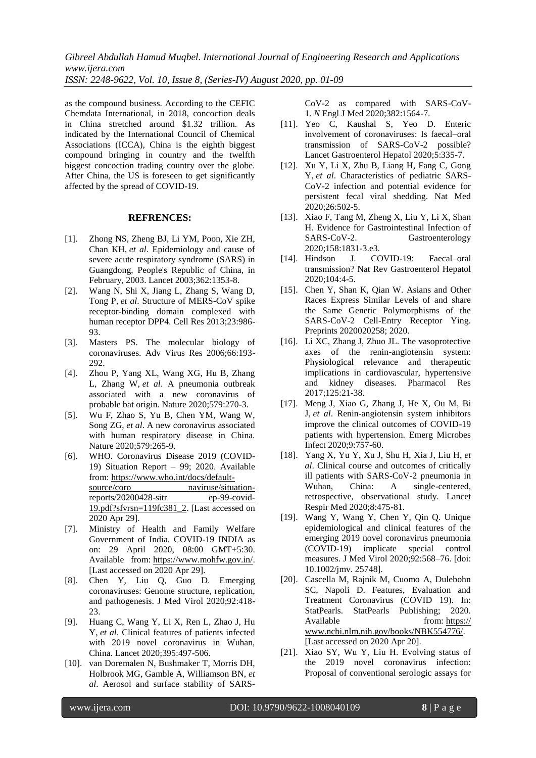as the compound business. According to the CEFIC Chemdata International, in 2018, concoction deals in China stretched around $1.32 trillion. As indicated by the International Council of Chemical Associations (ICCA), China is the eighth biggest compound bringing in country and the twelfth biggest concoction trading country over the globe. After China, the US is foreseen to get significantly affected by the spread of COVID-19.

## REFRENCES:

[1]. Zhong NS, Zheng BJ, Li YM, Poon, Xie ZH, Chan KH, *et al*. Epidemiology and cause of severe acute respiratory syndrome (SARS) in Guangdong, People's Republic of China, in February, 2003. Lancet 2003;362:1353-8.

[2]. Wang N, Shi X, Jiang L, Zhang S, Wang D, Tong P, *et al*. Structure of MERS-CoV spike receptor-binding domain complexed with human receptor DPP4. Cell Res 2013;23:986-93.

[3]. Masters PS. The molecular biology of coronaviruses. Adv Virus Res 2006;66:193-292.

[4]. Zhou P, Yang XL, Wang XG, Hu B, Zhang L, Zhang W, *et al*. A pneumonia outbreak associated with a new coronavirus of probable bat origin. Nature 2020;579:270-3.

[5]. Wu F, Zhao S, Yu B, Chen YM, Wang W, Song ZG, *et al*. A new coronavirus associated with human respiratory disease in China. Nature 2020;579:265-9.

[6]. WHO. Coronavirus Disease 2019 (COVID-19) Situation Report – 99; 2020. Available from: https://www.who.int/docs/default-source/coro naviruse/situation-reports/20200428-sitr ep-99-covid-19.pdf?sfvrsn=119fc381_2. [Last accessed on 2020 Apr 29].

[7]. Ministry of Health and Family Welfare Government of India. COVID-19 INDIA as on: 29 April 2020, 08:00 GMT+5:30. Available from: https://www.mohfw.gov.in/. [Last accessed on 2020 Apr 29].

[8]. Chen Y, Liu Q, Guo D. Emerging coronaviruses: Genome structure, replication, and pathogenesis. J Med Virol 2020;92:418-23.

[9]. Huang C, Wang Y, Li X, Ren L, Zhao J, Hu Y, *et al*. Clinical features of patients infected with 2019 novel coronavirus in Wuhan, China. Lancet 2020;395:497-506.

[10]. van Doremalen N, Bushmaker T, Morris DH, Holbrook MG, Gamble A, Williamson BN, *et al*. Aerosol and surface stability of SARS-CoV-2 as compared with SARS-CoV-1. *N* Engl J Med 2020;382:1564-7.

[11]. Yeo C, Kaushal S, Yeo D. Enteric involvement of coronaviruses: Is faecal–oral transmission of SARS-CoV-2 possible? Lancet Gastroenterol Hepatol 2020;5:335-7.

[12]. Xu Y, Li X, Zhu B, Liang H, Fang C, Gong Y, *et al*. Characteristics of pediatric SARS-CoV-2 infection and potential evidence for persistent fecal viral shedding. Nat Med 2020;26:502-5.

[13]. Xiao F, Tang M, Zheng X, Liu Y, Li X, Shan H. Evidence for Gastrointestinal Infection of SARS-CoV-2. Gastroenterology 2020;158:1831-3.e3.

[14]. Hindson J. COVID-19: Faecal–oral transmission? Nat Rev Gastroenterol Hepatol 2020;104:4-5.

[15]. Chen Y, Shan K, Qian W. Asians and Other Races Express Similar Levels of and share the Same Genetic Polymorphisms of the SARS-CoV-2 Cell-Entry Receptor Ying. Preprints 2020020258; 2020.

[16]. Li XC, Zhang J, Zhuo JL. The vasoprotective axes of the renin-angiotensin system: Physiological relevance and therapeutic implications in cardiovascular, hypertensive and kidney diseases. Pharmacol Res 2017;125:21-38.

[17]. Meng J, Xiao G, Zhang J, He X, Ou M, Bi J, *et al*. Renin-angiotensin system inhibitors improve the clinical outcomes of COVID-19 patients with hypertension. Emerg Microbes Infect 2020;9:757-60.

[18]. Yang X, Yu Y, Xu J, Shu H, Xia J, Liu H, *et al*. Clinical course and outcomes of critically ill patients with SARS-CoV-2 pneumonia in Wuhan, China: A single-centered, retrospective, observational study. Lancet Respir Med 2020;8:475-81.

[19]. Wang Y, Wang Y, Chen Y, Qin Q. Unique epidemiological and clinical features of the emerging 2019 novel coronavirus pneumonia (COVID-19) implicate special control measures. J Med Virol 2020;92:568–76. [doi: 10.1002/jmv. 25748].

[20]. Cascella M, Rajnik M, Cuomo A, Dulebohn SC, Napoli D. Features, Evaluation and Treatment Coronavirus (COVID 19). In: StatPearls. StatPearls Publishing; 2020. Available from: https:// www.ncbi.nlm.nih.gov/books/NBK554776/. [Last accessed on 2020 Apr 20].

[21]. Xiao SY, Wu Y, Liu H. Evolving status of the 2019 novel coronavirus infection: Proposal of conventional serologic assays for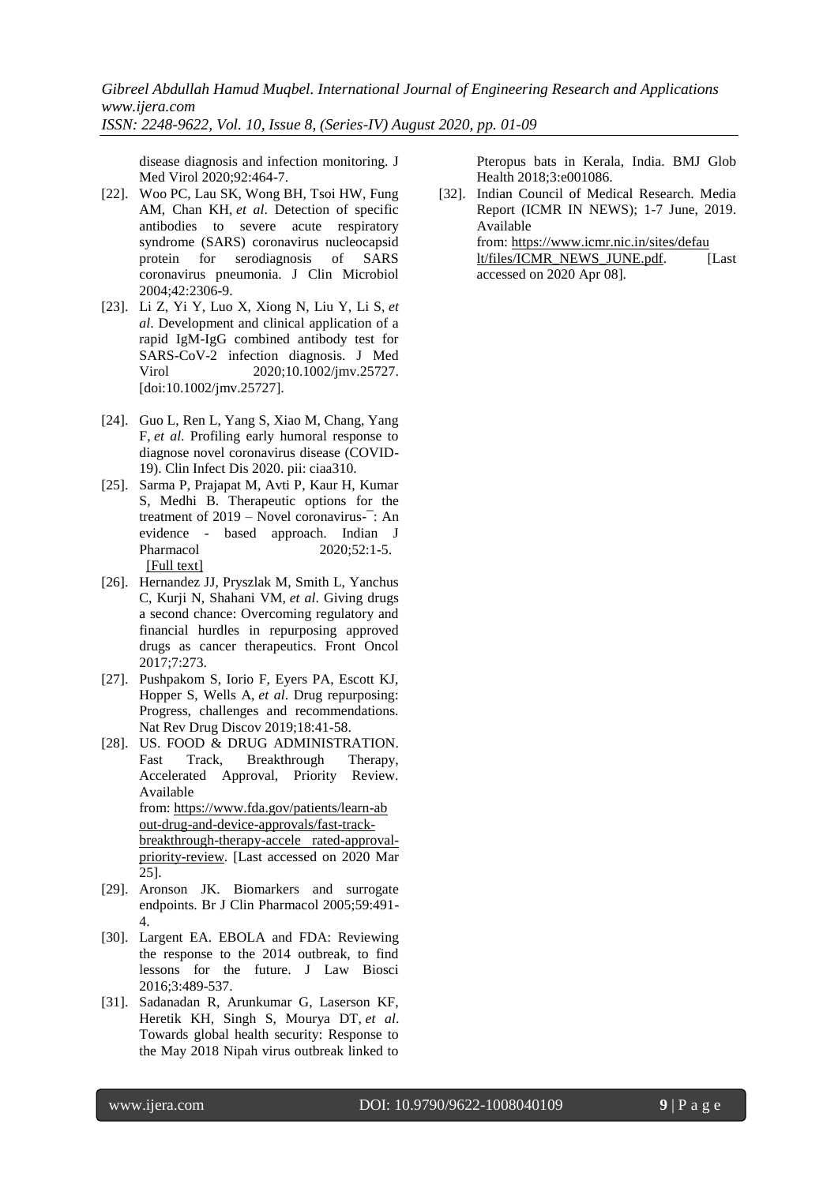disease diagnosis and infection monitoring. J Med Virol 2020;92:464-7.

[22]. Woo PC, Lau SK, Wong BH, Tsoi HW, Fung AM, Chan KH, *et al*. Detection of specific antibodies to severe acute respiratory syndrome (SARS) coronavirus nucleocapsid protein for serodiagnosis of SARS coronavirus pneumonia. J Clin Microbiol 2004;42:2306-9.

[23]. Li Z, Yi Y, Luo X, Xiong N, Liu Y, Li S, *et al*. Development and clinical application of a rapid IgM-IgG combined antibody test for SARS-CoV-2 infection diagnosis. J Med Virol 2020;10.1002/jmv.25727. [doi:10.1002/jmv.25727].

[24]. Guo L, Ren L, Yang S, Xiao M, Chang, Yang F, *et al*. Profiling early humoral response to diagnose novel coronavirus disease (COVID-19). Clin Infect Dis 2020. pii: ciaa310.

[25]. Sarma P, Prajapat M, Avti P, Kaur H, Kumar S, Medhi B. Therapeutic options for the treatment of 2019 – Novel coronavirus-¯: An evidence - based approach. Indian J Pharmacol 2020;52:1-5. [Full text]

[26]. Hernandez JJ, Pryszlak M, Smith L, Yanchus C, Kurji N, Shahani VM, *et al*. Giving drugs a second chance: Overcoming regulatory and financial hurdles in repurposing approved drugs as cancer therapeutics. Front Oncol 2017;7:273.

[27]. Pushpakom S, Iorio F, Eyers PA, Escott KJ, Hopper S, Wells A, *et al*. Drug repurposing: Progress, challenges and recommendations. Nat Rev Drug Discov 2019;18:41-58.

[28]. US. FOOD & DRUG ADMINISTRATION. Fast Track, Breakthrough Therapy, Accelerated Approval, Priority Review. Available from: https://www.fda.gov/patients/learn-about-drug-and-device-approvals/fast-track-breakthrough-therapy-accele rated-approval-priority-review. [Last accessed on 2020 Mar 25].

[29]. Aronson JK. Biomarkers and surrogate endpoints. Br J Clin Pharmacol 2005;59:491-4.

[30]. Largent EA. EBOLA and FDA: Reviewing the response to the 2014 outbreak, to find lessons for the future. J Law Biosci 2016;3:489-537.

[31]. Sadanadan R, Arunkumar G, Laserson KF, Heretik KH, Singh S, Mourya DT, *et al*. Towards global health security: Response to the May 2018 Nipah virus outbreak linked to Pteropus bats in Kerala, India. BMJ Glob Health 2018;3:e001086.

[32]. Indian Council of Medical Research. Media Report (ICMR IN NEWS); 1-7 June, 2019. Available from: https://www.icmr.nic.in/sites/default/files/ICMR_NEWS_JUNE.pdf. [Last accessed on 2020 Apr 08].